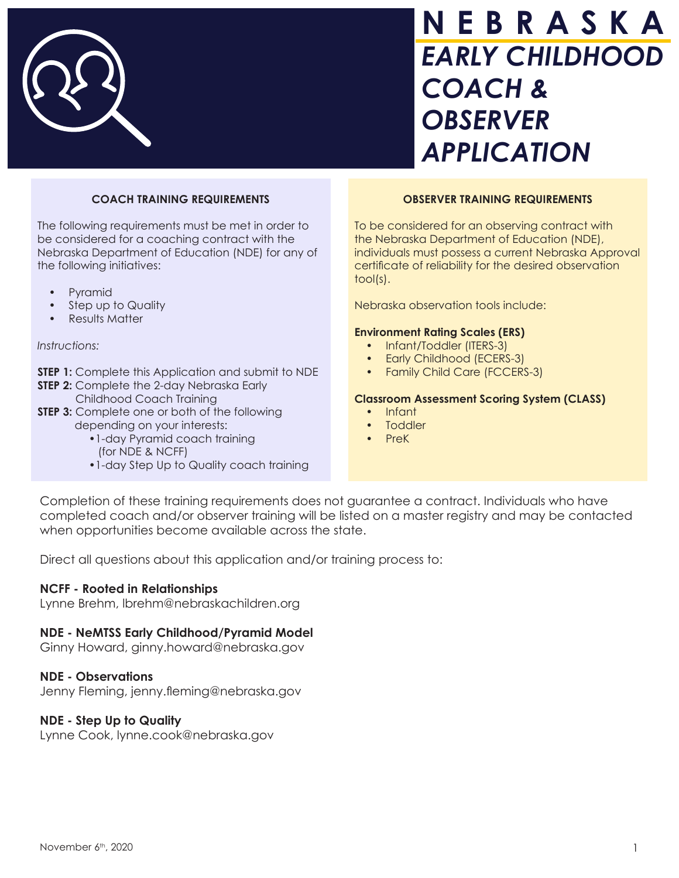# NEBRASKA EARLY CHILDHOOD COACH & OBSERVER APPLICATION

## COACH TRAINING REQUIREMENTS

The following requirements must be met in order to be considered for a coaching contract with the Nebraska Department of Education (NDE) for any of the following initiatives:

- Pyramid
- Step up to Quality
- Results Matter

*Instructions:*

**STEP 1:** Complete this Application and submit to NDE
**STEP 2:** Complete the 2-day Nebraska Early Childhood Coach Training
**STEP 3:** Complete one or both of the following depending on your interests:
- 1-day Pyramid coach training (for NDE & NCFF)
- 1-day Step Up to Quality coach training

## OBSERVER TRAINING REQUIREMENTS

To be considered for an observing contract with the Nebraska Department of Education (NDE), individuals must possess a current Nebraska Approval certificate of reliability for the desired observation tool(s).

Nebraska observation tools include:

**Environment Rating Scales (ERS)**
- Infant/Toddler (ITERS-3)
- Early Childhood (ECERS-3)
- Family Child Care (FCCERS-3)

**Classroom Assessment Scoring System (CLASS)**
- Infant
- Toddler
- PreK

Completion of these training requirements does not guarantee a contract. Individuals who have completed coach and/or observer training will be listed on a master registry and may be contacted when opportunities become available across the state.

Direct all questions about this application and/or training process to:

**NCFF - Rooted in Relationships**
Lynne Brehm, lbrehm@nebraskachildren.org

**NDE - NeMTSS Early Childhood/Pyramid Model**
Ginny Howard, ginny.howard@nebraska.gov

**NDE - Observations**
Jenny Fleming, jenny.fleming@nebraska.gov

**NDE - Step Up to Quality**
Lynne Cook, lynne.cook@nebraska.gov

November 6th, 2020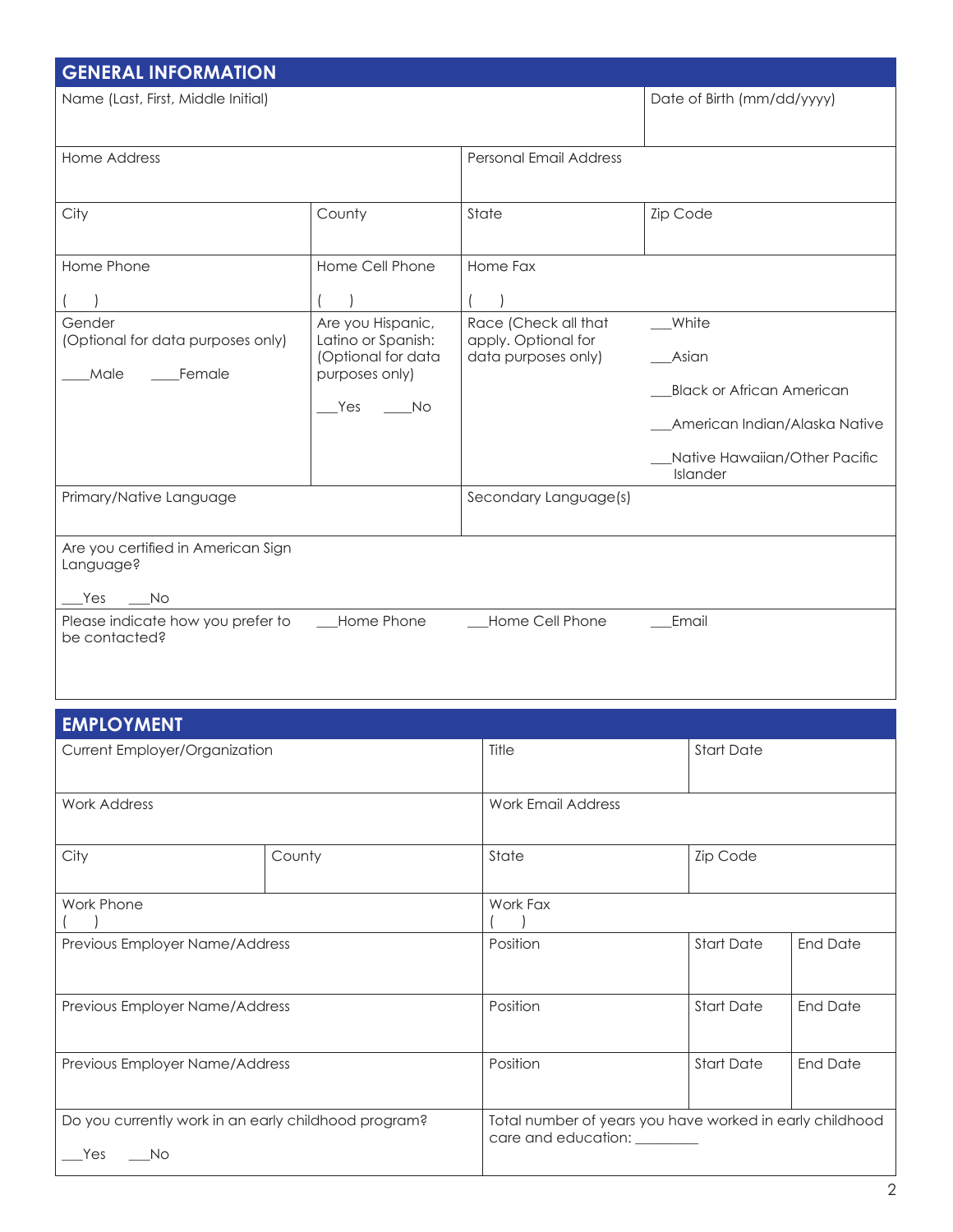## GENERAL INFORMATION

| Name (Last, First, Middle Initial) | | | Date of Birth (mm/dd/yyyy) |
|---|---|---|---|
| Home Address | | Personal Email Address | |
| City | County | State | Zip Code |
| Home Phone<br>(    ) | Home Cell Phone<br>(    ) | Home Fax<br>(    ) | |
| Gender<br>(Optional for data purposes only)<br>___Male ___Female | Are you Hispanic, Latino or Spanish: (Optional for data purposes only)<br>___Yes ___No | Race (Check all that apply. Optional for data purposes only) | ___White<br>___Asian<br>___Black or African American<br>___American Indian/Alaska Native<br>___Native Hawaiian/Other Pacific Islander |
| Primary/Native Language | | Secondary Language(s) | |
| Are you certified in American Sign Language?<br>___Yes ___No | | | |
| Please indicate how you prefer to be contacted? | ___Home Phone | ___Home Cell Phone | ___Email |

## EMPLOYMENT

| Current Employer/Organization | | Title | Start Date | |
|---|---|---|---|---|
| Work Address | | Work Email Address | | |
| City | County | State | Zip Code | |
| Work Phone<br>(    ) | | Work Fax<br>(    ) | | |
| Previous Employer Name/Address | | Position | Start Date | End Date |
| Previous Employer Name/Address | | Position | Start Date | End Date |
| Previous Employer Name/Address | | Position | Start Date | End Date |
| Do you currently work in an early childhood program?<br>___Yes ___No | | Total number of years you have worked in early childhood care and education: ________ | | |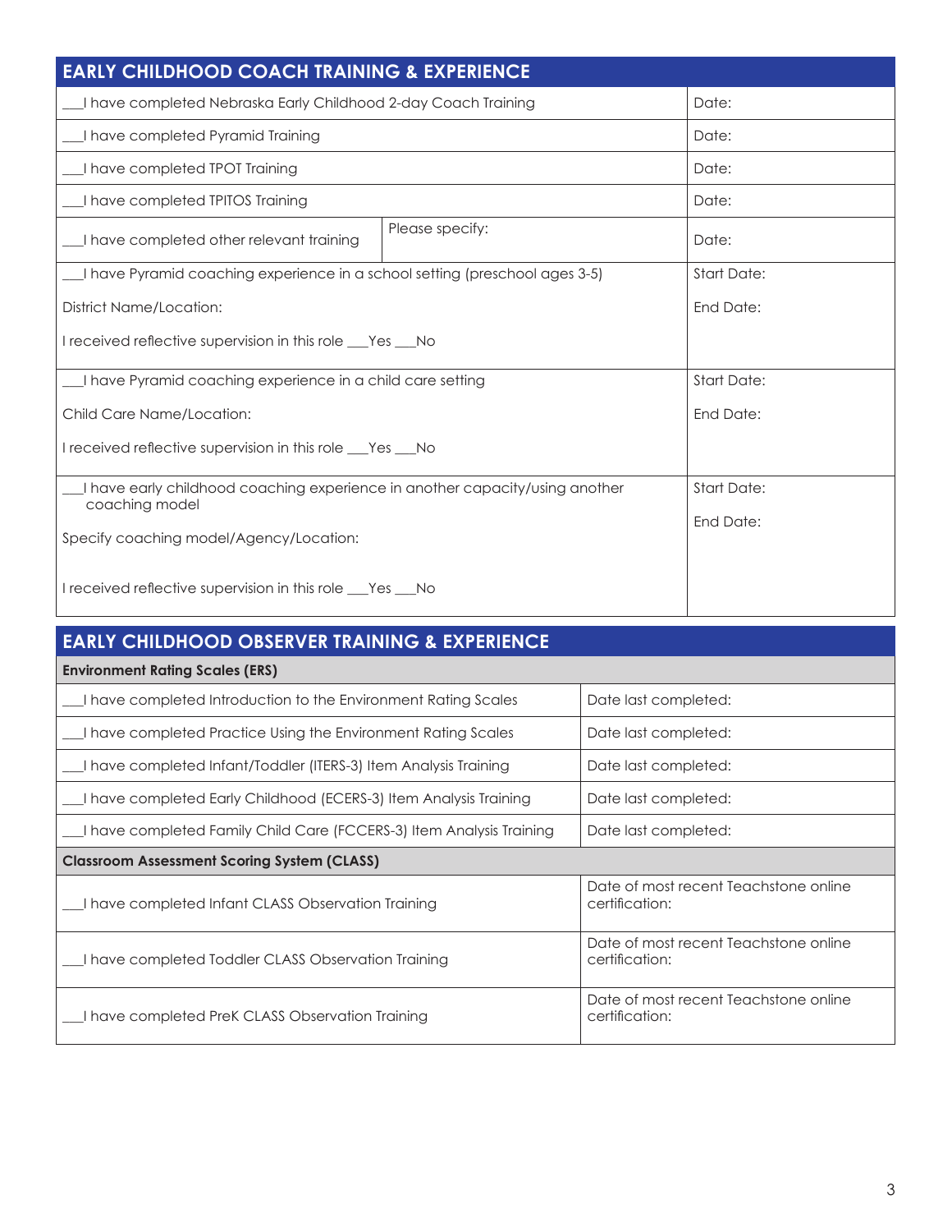## EARLY CHILDHOOD COACH TRAINING & EXPERIENCE

| | | |
|---|---|---|
| ___I have completed Nebraska Early Childhood 2-day Coach Training | | Date: |
| ___I have completed Pyramid Training | | Date: |
| ___I have completed TPOT Training | | Date: |
| ___I have completed TPITOS Training | | Date: |
| ___I have completed other relevant training | Please specify: | Date: |
| ___I have Pyramid coaching experience in a school setting (preschool ages 3-5)<br><br>District Name/Location:<br><br>I received reflective supervision in this role ___Yes ___No | | Start Date:<br><br>End Date: |
| ___I have Pyramid coaching experience in a child care setting<br><br>Child Care Name/Location:<br><br>I received reflective supervision in this role ___Yes ___No | | Start Date:<br><br>End Date: |
| ___I have early childhood coaching experience in another capacity/using another coaching model<br><br>Specify coaching model/Agency/Location:<br><br>I received reflective supervision in this role ___Yes ___No | | Start Date:<br><br>End Date: |

## EARLY CHILDHOOD OBSERVER TRAINING & EXPERIENCE

| **Environment Rating Scales (ERS)** | |
|---|---|
| ___I have completed Introduction to the Environment Rating Scales | Date last completed: |
| ___I have completed Practice Using the Environment Rating Scales | Date last completed: |
| ___I have completed Infant/Toddler (ITERS-3) Item Analysis Training | Date last completed: |
| ___I have completed Early Childhood (ECERS-3) Item Analysis Training | Date last completed: |
| ___I have completed Family Child Care (FCCERS-3) Item Analysis Training | Date last completed: |
| **Classroom Assessment Scoring System (CLASS)** | |
| ___I have completed Infant CLASS Observation Training | Date of most recent Teachstone online certification: |
| ___I have completed Toddler CLASS Observation Training | Date of most recent Teachstone online certification: |
| ___I have completed PreK CLASS Observation Training | Date of most recent Teachstone online certification: |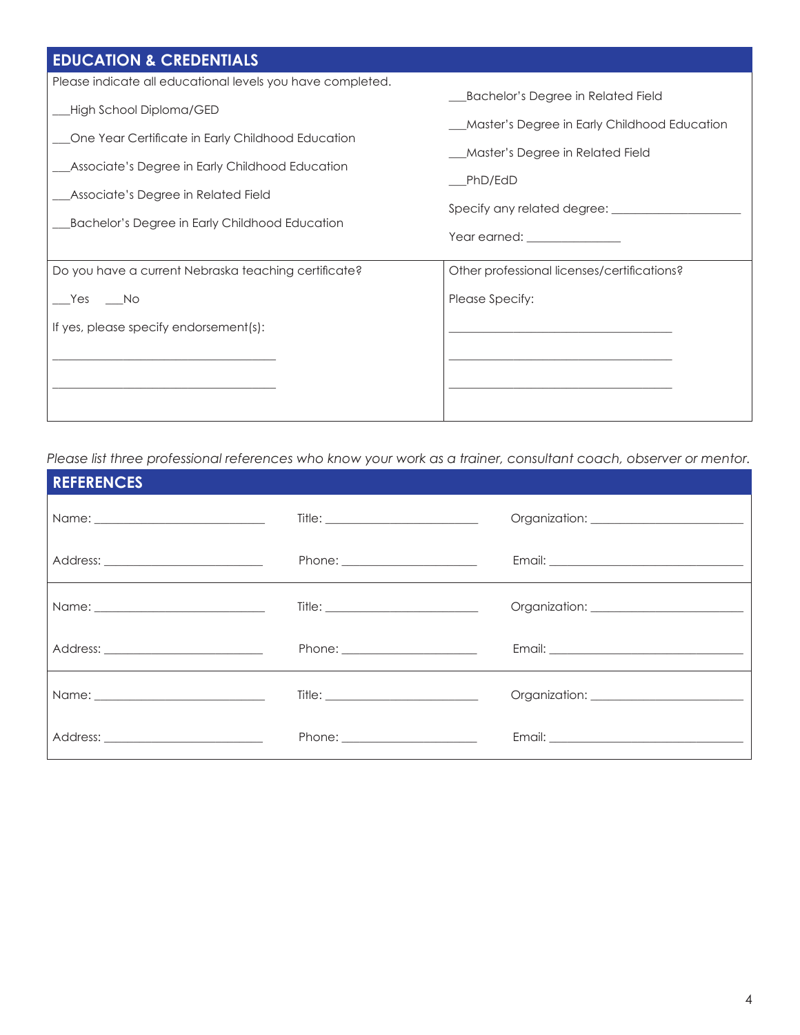## EDUCATION & CREDENTIALS

Please indicate all educational levels you have completed.

___High School Diploma/GED

___One Year Certificate in Early Childhood Education

___Associate's Degree in Early Childhood Education

___Associate's Degree in Related Field

___Bachelor's Degree in Early Childhood Education

___Bachelor's Degree in Related Field

___Master's Degree in Early Childhood Education

___Master's Degree in Related Field

___PhD/EdD

Specify any related degree: ____________________

Year earned: ______________

Do you have a current Nebraska teaching certificate?

___Yes ___No

If yes, please specify endorsement(s):

____________________________________

____________________________________

Other professional licenses/certifications?

Please Specify:

____________________________________

____________________________________

____________________________________

*Please list three professional references who know your work as a trainer, consultant coach, observer or mentor.*

## REFERENCES

| | | |
|---|---|---|
| Name: ____________________ | Title: ____________________ | Organization: ____________________ |
| Address: ____________________ | Phone: ____________________ | Email: ____________________ |
| Name: ____________________ | Title: ____________________ | Organization: ____________________ |
| Address: ____________________ | Phone: ____________________ | Email: ____________________ |
| Name: ____________________ | Title: ____________________ | Organization: ____________________ |
| Address: ____________________ | Phone: ____________________ | Email: ____________________ |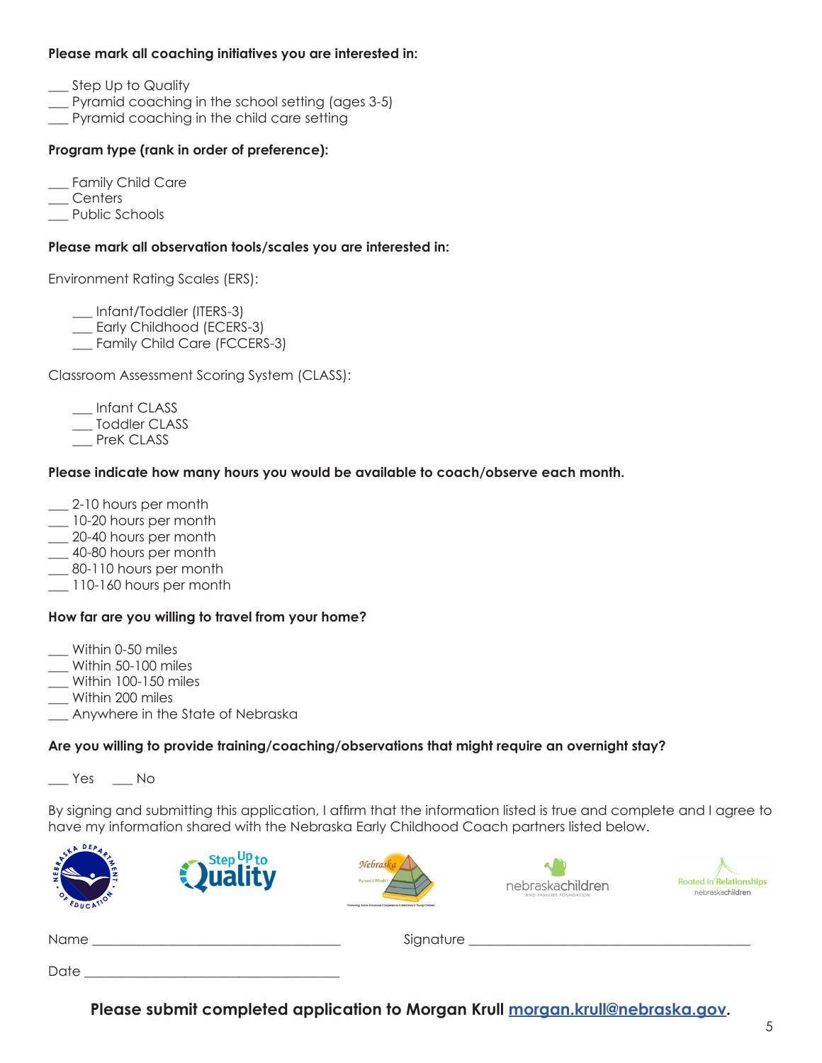**Please mark all coaching initiatives you are interested in:**

___ Step Up to Quality
___ Pyramid coaching in the school setting (ages 3-5)
___ Pyramid coaching in the child care setting

**Program type (rank in order of preference):**

___ Family Child Care
___ Centers
___ Public Schools

**Please mark all observation tools/scales you are interested in:**

Environment Rating Scales (ERS):

___ Infant/Toddler (ITERS-3)
___ Early Childhood (ECERS-3)
___ Family Child Care (FCCERS-3)

Classroom Assessment Scoring System (CLASS):

___ Infant CLASS
___ Toddler CLASS
___ PreK CLASS

**Please indicate how many hours you would be available to coach/observe each month.**

___ 2-10 hours per month
___ 10-20 hours per month
___ 20-40 hours per month
___ 40-80 hours per month
___ 80-110 hours per month
___ 110-160 hours per month

**How far are you willing to travel from your home?**

___ Within 0-50 miles
___ Within 50-100 miles
___ Within 100-150 miles
___ Within 200 miles
___ Anywhere in the State of Nebraska

**Are you willing to provide training/coaching/observations that might require an overnight stay?**

___ Yes ___ No

By signing and submitting this application, I affirm that the information listed is true and complete and I agree to have my information shared with the Nebraska Early Childhood Coach partners listed below.

Name ___________________________________ Signature ___________________________________________

Date ____________________________________

**Please submit completed application to Morgan Krull morgan.krull@nebraska.gov.**